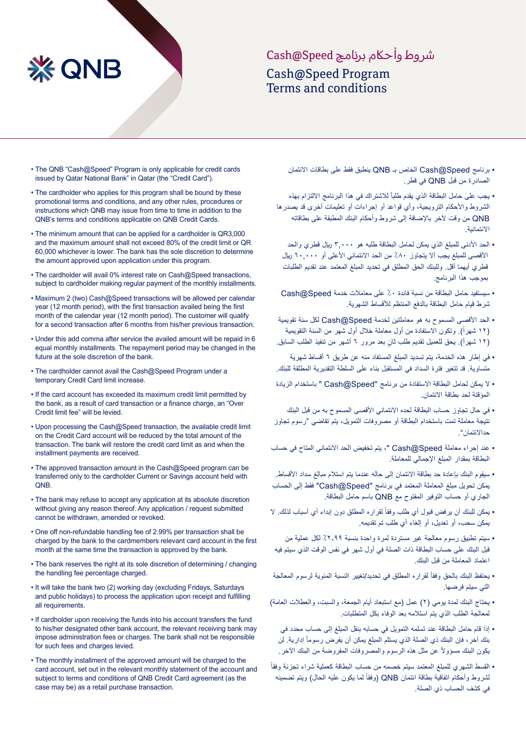# شروط وأحكام برنامج Cash@Speed

# Cash@Speed Program Terms and conditions

- The QNB "Cash@Speed" Program is only applicable for credit cards issued by Qatar National Bank" in Qatar (the "Credit Card").
- The cardholder who applies for this program shall be bound by these promotional terms and conditions, and any other rules, procedures or instructions which QNB may issue from time to time in addition to the QNB's terms and conditions applicable on QNB Credit Cards.
- The minimum amount that can be applied for a cardholder is QR3,000 and the maximum amount shall not exceed 80% of the credit limit or QR 60,000 whichever is lower. The bank has the sole discretion to determine the amount approved upon application under this program.
- The cardholder will avail 0% interest rate on Cash@Speed transactions, subject to cardholder making regular payment of the monthly installments.
- Maximum 2 (two) Cash@Speed transactions will be allowed per calendar year (12 month period), with the first transaction availed being the first month of the calendar year (12 month period). The customer will qualify for a second transaction after 6 months from his/her previous transaction.
- Under this add comma after service the availed amount will be repaid in 6 equal monthly installments. The repayment period may be changed in the future at the sole discretion of the bank.
- The cardholder cannot avail the Cash@Speed Program under a temporary Credit Card limit increase.
- If the card account has exceeded its maximum credit limit permitted by the bank, as a result of card transaction or a finance charge, an "Over Credit limit fee" will be levied.
- Upon processing the Cash@Speed transaction, the available credit limit on the Credit Card account will be reduced by the total amount of the transaction. The bank will restore the credit card limit as and when the installment payments are received.
- The approved transaction amount in the Cash@Speed program can be transferred only to the cardholder Current or Savings account held with QNB.
- The bank may refuse to accept any application at its absolute discretion without giving any reason thereof. Any application / request submitted cannot be withdrawn, amended or revoked.
- One off non-refundable handling fee of 2.99% per transaction shall be charged by the bank to the cardmembers relevant card account in the first month at the same time the transaction is approved by the bank.
- The bank reserves the right at its sole discretion of determining / changing the handling fee percentage charged.
- It will take the bank two (2) working day (excluding Fridays, Saturdays and public holidays) to process the application upon receipt and fulfilling all requirements.
- If cardholder upon receiving the funds into his account transfers the fund to his/her designated other bank account, the relevant receiving bank may impose administration fees or charges. The bank shall not be responsible for such fees and charges levied.
- The monthly installment of the approved amount will be charged to the card account, set out in the relevant monthly statement of the account and subject to terms and conditions of QNB Credit Card agreement (as the case may be) as a retail purchase transaction.

- برنامج Cash@Speed الخاص بـ QNB ينطبق فقط على بطاقات الائتمان الصادرة من قبل QNB في قطر.
- يجب على حامل البطاقة الذي يقدم طلباً للاشتراك في هذا البرنامج الالتزام بهذه الشروط والأحكام الترويجية، وأي قواعد أو إجراءات أو تعليمات أخرى قد يصدرها QNB من وقت لآخر بالإضافة إلى شروط وأحكام البنك المطبقة على بطاقاته الائتمانية.
- الحد الأدنى للمبلغ الذي يمكن لحامل البطاقة طلبه هو ٣,٠٠٠ ريال قطري والحد الأقصى للمبلغ يجب ألا يتجاوز ٨٠٪ من الحد الائتماني الأعلى أو ٦٠,٠٠٠ ريال قطري أيهما أقل. وللبنك الحق المطلق في تحديد المبلغ المعتمد عند تقديم الطلبات بموجب هذا البرنامج.
- سيستفيد حامل البطاقة من نسبة فائدة ٠٪ على معاملات خدمة Cash@Speed شرط قيام حامل البطاقة بالدفع المنتظم للأقساط الشهرية.
- الحد الأقصى المسموح به هو معاملتين لخدمة Cash@Speed لكل سنة تقويمية (١٢ شهراً). وتكون الاستفادة من أول معاملة خلال أول شهر من السنة التقويمية (١٢ شهراً). يحق للعميل تقديم طلب ثان بعد مرور ٦ أشهر من تنفيذ الطلب السابق.
- في إطار هذه الخدمة، يتم تسديد المبلغ المستفاد منه عن طريق ٦ أقساط شهرية متساوية. قد تتغير فترة السداد في المستقبل بناء على السلطة التقديرية المطلقة للبنك.
- لا يمكن لحامل البطاقة الاستفادة من برنامج "Cash@Speed" باستخدام الزيادة المؤقتة لحد بطاقة الائتمان.
- في حال تجاوز حساب البطاقة لحده الائتماني الأقصى المسموح به من قبل البنك نتيجة معاملة تمت باستخدام البطاقة أو مصروفات التمويل، يتم تقاضي "رسوم تجاوز حدالائتمان".
- عند إجراء معاملة "Cash@Speed"، يتم تخفيض الحد الائتماني المتاح في حساب البطاقة بمقدار المبلغ الإجمالي للمعاملة.
- سيقوم البنك بإعادة حد بطاقة الائتمان إلى حاله عندما يتم استلام مبالغ سداد الأقساط. يمكن تحويل مبلغ المعاملة المعتمد في برنامج "Cash@Speed" فقط إلى الحساب الجاري أو حساب التوفير المفتوح مع QNB باسم حامل البطاقة.
- يمكن للبنك أن يرفض قبول أي طلب وفقاً لقراره المطلق دون إبداء أي أسباب لذلك. لا يمكن سحب، أو تعديل، أو إلغاء أي طلب تم تقديمه.
- سيتم تطبيق رسوم معالجة غير مستردة لمرة واحدة بنسبة ٢,٩٩٪ لكل عملية من قبل البنك على حساب البطاقة ذات الصلة في أول شهر وفي نفس الوقت الذي سيتم فيه اعتماد المعاملة من قبل البنك.
- يحتفظ البنك بالحق وفقاً لقراره المطلق في تحديد/تغيير النسبة المئوية لرسوم المعالجة التي سيتم فرضها.
- يحتاج البنك لمدة يومي (٢) عمل (مع استبعاد أيام الجمعة، والسبت، والعطلات العامة) لمعالجة الطلب الذي يتم استلامه بعد الوفاء بكل المتطلبات.
- إذا قام حامل البطاقة عند تسلمه التمويل في حسابه بنقل المبلغ إلى حساب محدد في بنك آخر، فإن البنك ذي الصلة الذي يستلم المبلغ يمكن أن يفرض رسوماً إدارية. لن يكون البنك مسؤولاً عن مثل هذه الرسوم والمصروفات المفروضة من البنك الآخر.
- القسط الشهري للمبلغ المعتمد سيتم خصمه من حساب البطاقة كعملية شراء تجزئة وفقاً لشروط وأحكام اتفاقية بطاقة ائتمان QNB (وفقاً لما يكون عليه الحال) ويتم تضمينه في كشف الحساب ذي الصلة.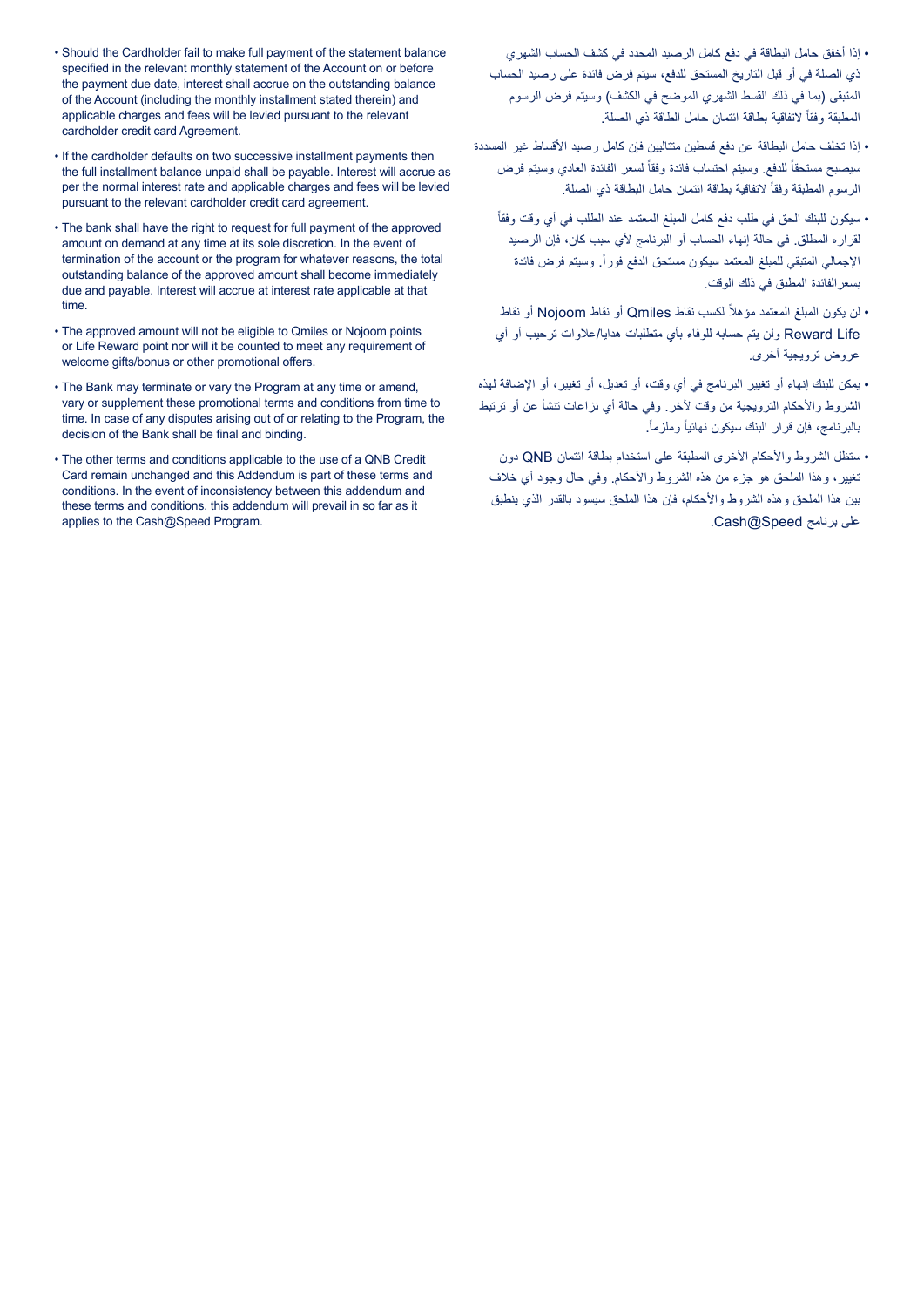- Should the Cardholder fail to make full payment of the statement balance specified in the relevant monthly statement of the Account on or before the payment due date, interest shall accrue on the outstanding balance of the Account (including the monthly installment stated therein) and applicable charges and fees will be levied pursuant to the relevant cardholder credit card Agreement.
- If the cardholder defaults on two successive installment payments then the full installment balance unpaid shall be payable. Interest will accrue as per the normal interest rate and applicable charges and fees will be levied pursuant to the relevant cardholder credit card agreement.
- The bank shall have the right to request for full payment of the approved amount on demand at any time at its sole discretion. In the event of termination of the account or the program for whatever reasons, the total outstanding balance of the approved amount shall become immediately due and payable. Interest will accrue at interest rate applicable at that time.
- The approved amount will not be eligible to Qmiles or Nojoom points or Life Reward point nor will it be counted to meet any requirement of welcome gifts/bonus or other promotional offers.
- The Bank may terminate or vary the Program at any time or amend, vary or supplement these promotional terms and conditions from time to time. In case of any disputes arising out of or relating to the Program, the decision of the Bank shall be final and binding.
- The other terms and conditions applicable to the use of a QNB Credit Card remain unchanged and this Addendum is part of these terms and conditions. In the event of inconsistency between this addendum and these terms and conditions, this addendum will prevail in so far as it applies to the Cash@Speed Program.

- إذا أخفق حامل البطاقة في دفع كامل الرصيد المحدد في كشف الحساب الشهري ذي الصلة في أو قبل التاريخ المستحق للدفع، سيتم فرض فائدة على رصيد الحساب المتبقي (بما في ذلك القسط الشهري الموضح في الكشف) وسيتم فرض الرسوم المطبقة وفقاً لاتفاقية بطاقة ائتمان حامل الطاقة ذي الصلة.
- إذا تخلف حامل البطاقة عن دفع قسطين متتاليين فإن كامل رصيد الأقساط غير المسددة سيصبح مستحقاً للدفع. وسيتم احتساب فائدة وفقاً لسعر الفائدة العادي وسيتم فرض الرسوم المطبقة وفقاً لاتفاقية بطاقة ائتمان حامل البطاقة ذي الصلة.
- سيكون للبنك الحق في طلب دفع كامل المبلغ المعتمد عند الطلب في أي وقت وفقاً لقراره المطلق. في حالة إنهاء الحساب أو البرنامج لأي سبب كان، فإن الرصيد الإجمالي المتبقي للمبلغ المعتمد سيكون مستحق الدفع فوراً. وسيتم فرض فائدة بسعر الفائدة المطبق في ذلك الوقت.
- لن يكون المبلغ المعتمد مؤهلاً لكسب نقاط Qmiles أو نقاط Nojoom أو نقاط Reward Life ولن يتم حسابه للوفاء بأي متطلبات هدايا/علاوات ترحيب أو أي عروض ترويجية أخرى.
- يمكن للبنك إنهاء أو تغيير البرنامج في أي وقت، أو تعديل، أو تغيير، أو الإضافة لهذه الشروط والأحكام الترويجية من وقت لآخر. وفي حالة أي نزاعات تنشأ عن أو ترتبط بالبرنامج، فإن قرار البنك سيكون نهائياً وملزماً.
- ستظل الشروط والأحكام الأخرى المطبقة على استخدام بطاقة ائتمان QNB دون تغيير، وهذا الملحق هو جزء من هذه الشروط والأحكام. وفي حال وجود أي خلاف بين هذا الملحق وهذه الشروط والأحكام، فإن هذا الملحق سيسود بالقدر الذي ينطبق على برنامج Cash@Speed.